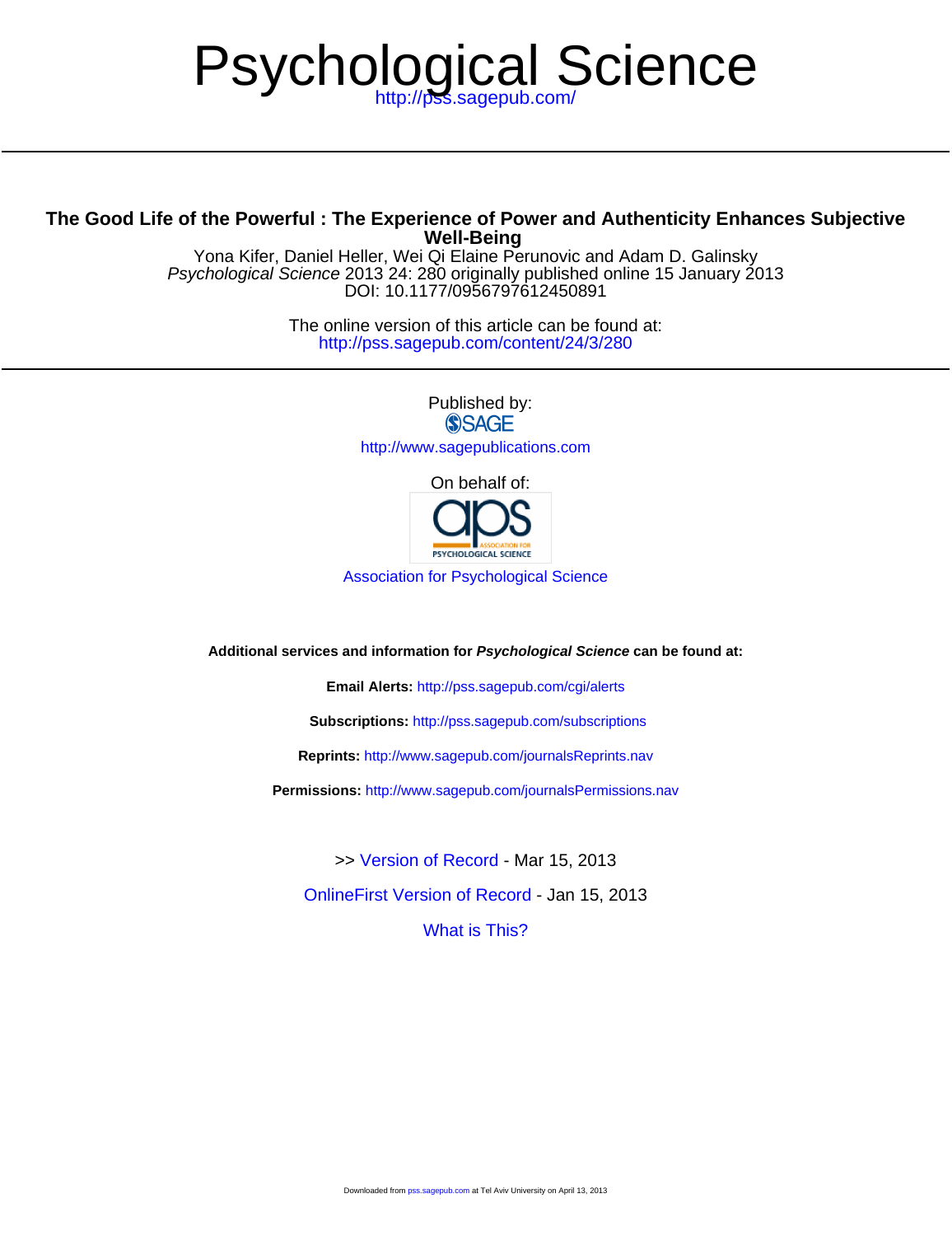# Psychological Science

http://pss.sagepub.com/

## The Good Life of the Powerful : The Experience of Power and Authenticity Enhances Subjective Well-Being

Yona Kifer, Daniel Heller, Wei Qi Elaine Perunovic and Adam D. Galinsky

*Psychological Science* 2013 24: 280 originally published online 15 January 2013

DOI: 10.1177/0956797612450891

The online version of this article can be found at:

http://pss.sagepub.com/content/24/3/280

Published by:

SAGE

http://www.sagepublications.com

On behalf of:

aps ASSOCIATION FOR PSYCHOLOGICAL SCIENCE

Association for Psychological Science

**Additional services and information for *Psychological Science* can be found at:**

**Email Alerts:** http://pss.sagepub.com/cgi/alerts

**Subscriptions:** http://pss.sagepub.com/subscriptions

**Reprints:** http://www.sagepub.com/journalsReprints.nav

**Permissions:** http://www.sagepub.com/journalsPermissions.nav

>> Version of Record - Mar 15, 2013

OnlineFirst Version of Record - Jan 15, 2013

What is This?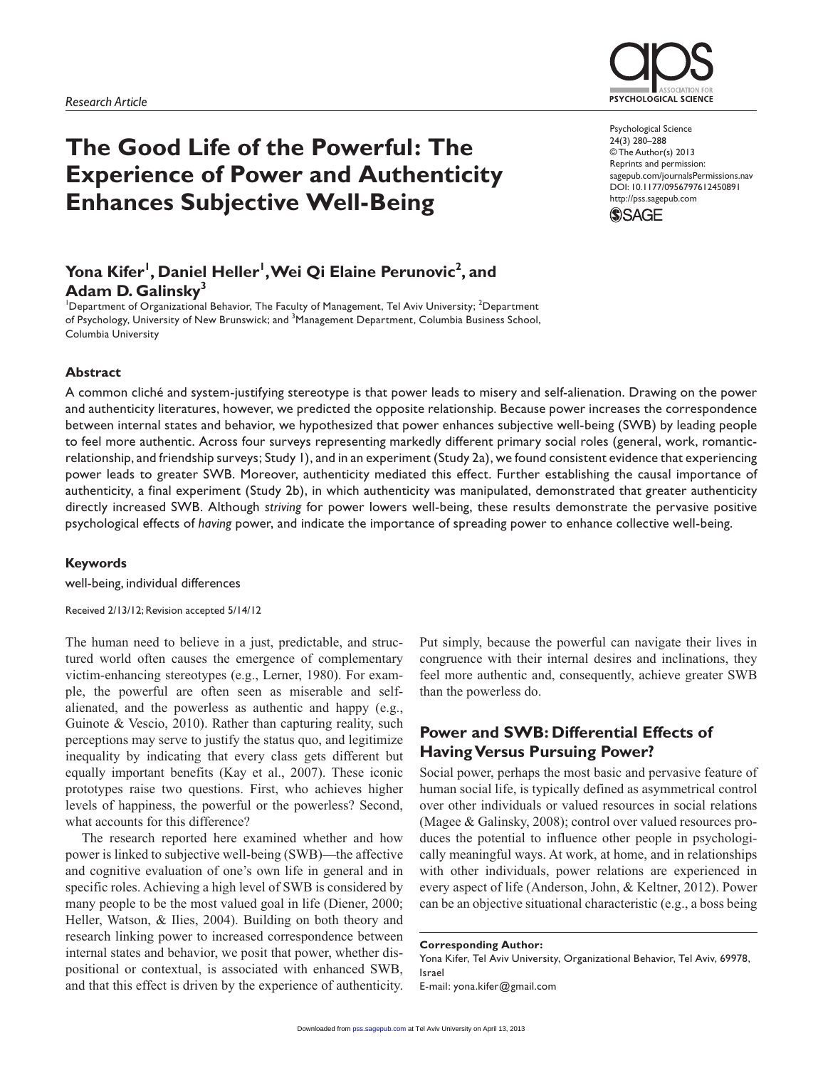Research Article

# The Good Life of the Powerful: The Experience of Power and Authenticity Enhances Subjective Well-Being

Psychological Science
24(3) 280–288
© The Author(s) 2013
Reprints and permission:
sagepub.com/journalsPermissions.nav
DOI: 10.1177/0956797612450891
http://pss.sagepub.com

**Yona Kifer[1], Daniel Heller[1], Wei Qi Elaine Perunovic[2], and Adam D. Galinsky[3]**

[1]Department of Organizational Behavior, The Faculty of Management, Tel Aviv University; [2]Department of Psychology, University of New Brunswick; and [3]Management Department, Columbia Business School, Columbia University

## Abstract

A common cliché and system-justifying stereotype is that power leads to misery and self-alienation. Drawing on the power and authenticity literatures, however, we predicted the opposite relationship. Because power increases the correspondence between internal states and behavior, we hypothesized that power enhances subjective well-being (SWB) by leading people to feel more authentic. Across four surveys representing markedly different primary social roles (general, work, romantic-relationship, and friendship surveys; Study 1), and in an experiment (Study 2a), we found consistent evidence that experiencing power leads to greater SWB. Moreover, authenticity mediated this effect. Further establishing the causal importance of authenticity, a final experiment (Study 2b), in which authenticity was manipulated, demonstrated that greater authenticity directly increased SWB. Although *striving* for power lowers well-being, these results demonstrate the pervasive positive psychological effects of *having* power, and indicate the importance of spreading power to enhance collective well-being.

## Keywords

well-being, individual differences

Received 2/13/12; Revision accepted 5/14/12

The human need to believe in a just, predictable, and structured world often causes the emergence of complementary victim-enhancing stereotypes (e.g., Lerner, 1980). For example, the powerful are often seen as miserable and self-alienated, and the powerless as authentic and happy (e.g., Guinote & Vescio, 2010). Rather than capturing reality, such perceptions may serve to justify the status quo, and legitimize inequality by indicating that every class gets different but equally important benefits (Kay et al., 2007). These iconic prototypes raise two questions. First, who achieves higher levels of happiness, the powerful or the powerless? Second, what accounts for this difference?

The research reported here examined whether and how power is linked to subjective well-being (SWB)—the affective and cognitive evaluation of one's own life in general and in specific roles. Achieving a high level of SWB is considered by many people to be the most valued goal in life (Diener, 2000; Heller, Watson, & Ilies, 2004). Building on both theory and research linking power to increased correspondence between internal states and behavior, we posit that power, whether dispositional or contextual, is associated with enhanced SWB, and that this effect is driven by the experience of authenticity. Put simply, because the powerful can navigate their lives in congruence with their internal desires and inclinations, they feel more authentic and, consequently, achieve greater SWB than the powerless do.

## Power and SWB: Differential Effects of Having Versus Pursuing Power?

Social power, perhaps the most basic and pervasive feature of human social life, is typically defined as asymmetrical control over other individuals or valued resources in social relations (Magee & Galinsky, 2008); control over valued resources produces the potential to influence other people in psychologically meaningful ways. At work, at home, and in relationships with other individuals, power relations are experienced in every aspect of life (Anderson, John, & Keltner, 2012). Power can be an objective situational characteristic (e.g., a boss being

**Corresponding Author:**
Yona Kifer, Tel Aviv University, Organizational Behavior, Tel Aviv, 69978, Israel
E-mail: yona.kifer@gmail.com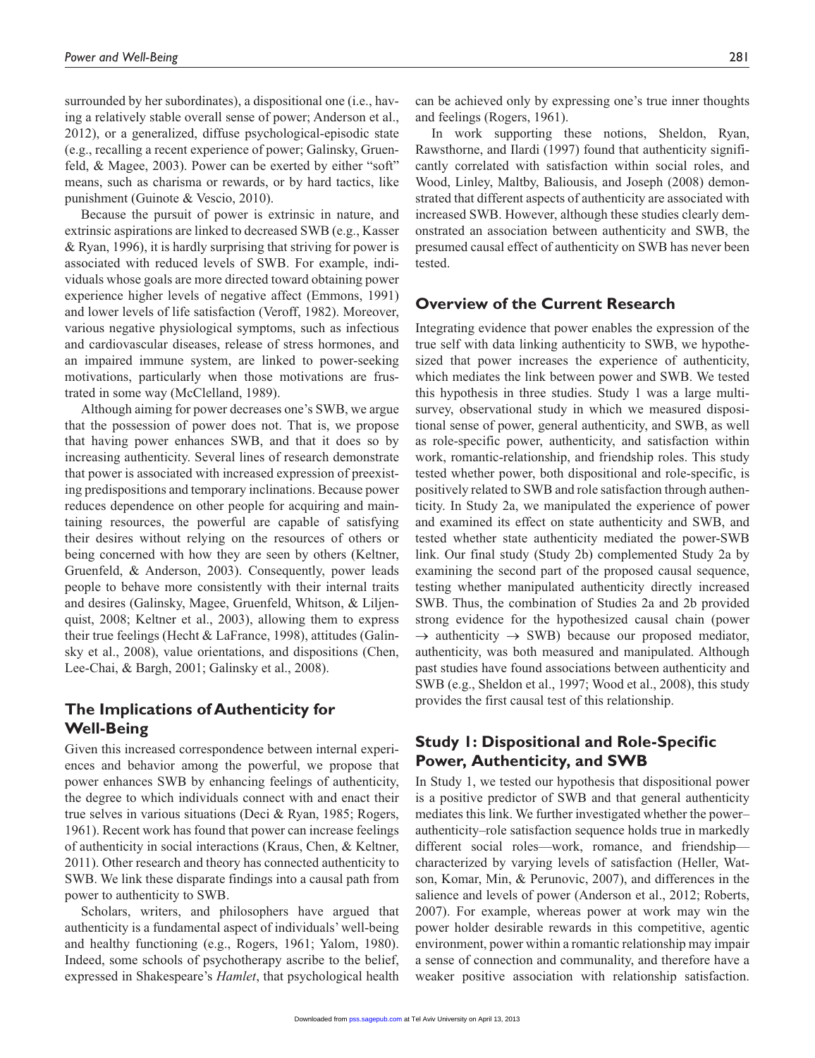surrounded by her subordinates), a dispositional one (i.e., having a relatively stable overall sense of power; Anderson et al., 2012), or a generalized, diffuse psychological-episodic state (e.g., recalling a recent experience of power; Galinsky, Gruenfeld, & Magee, 2003). Power can be exerted by either "soft" means, such as charisma or rewards, or by hard tactics, like punishment (Guinote & Vescio, 2010).

Because the pursuit of power is extrinsic in nature, and extrinsic aspirations are linked to decreased SWB (e.g., Kasser & Ryan, 1996), it is hardly surprising that striving for power is associated with reduced levels of SWB. For example, individuals whose goals are more directed toward obtaining power experience higher levels of negative affect (Emmons, 1991) and lower levels of life satisfaction (Veroff, 1982). Moreover, various negative physiological symptoms, such as infectious and cardiovascular diseases, release of stress hormones, and an impaired immune system, are linked to power-seeking motivations, particularly when those motivations are frustrated in some way (McClelland, 1989).

Although aiming for power decreases one's SWB, we argue that the possession of power does not. That is, we propose that having power enhances SWB, and that it does so by increasing authenticity. Several lines of research demonstrate that power is associated with increased expression of preexisting predispositions and temporary inclinations. Because power reduces dependence on other people for acquiring and maintaining resources, the powerful are capable of satisfying their desires without relying on the resources of others or being concerned with how they are seen by others (Keltner, Gruenfeld, & Anderson, 2003). Consequently, power leads people to behave more consistently with their internal traits and desires (Galinsky, Magee, Gruenfeld, Whitson, & Liljenquist, 2008; Keltner et al., 2003), allowing them to express their true feelings (Hecht & LaFrance, 1998), attitudes (Galinsky et al., 2008), value orientations, and dispositions (Chen, Lee-Chai, & Bargh, 2001; Galinsky et al., 2008).

## The Implications of Authenticity for Well-Being

Given this increased correspondence between internal experiences and behavior among the powerful, we propose that power enhances SWB by enhancing feelings of authenticity, the degree to which individuals connect with and enact their true selves in various situations (Deci & Ryan, 1985; Rogers, 1961). Recent work has found that power can increase feelings of authenticity in social interactions (Kraus, Chen, & Keltner, 2011). Other research and theory has connected authenticity to SWB. We link these disparate findings into a causal path from power to authenticity to SWB.

Scholars, writers, and philosophers have argued that authenticity is a fundamental aspect of individuals' well-being and healthy functioning (e.g., Rogers, 1961; Yalom, 1980). Indeed, some schools of psychotherapy ascribe to the belief, expressed in Shakespeare's *Hamlet*, that psychological health can be achieved only by expressing one's true inner thoughts and feelings (Rogers, 1961).

In work supporting these notions, Sheldon, Ryan, Rawsthorne, and Ilardi (1997) found that authenticity significantly correlated with satisfaction within social roles, and Wood, Linley, Maltby, Baliousis, and Joseph (2008) demonstrated that different aspects of authenticity are associated with increased SWB. However, although these studies clearly demonstrated an association between authenticity and SWB, the presumed causal effect of authenticity on SWB has never been tested.

## Overview of the Current Research

Integrating evidence that power enables the expression of the true self with data linking authenticity to SWB, we hypothesized that power increases the experience of authenticity, which mediates the link between power and SWB. We tested this hypothesis in three studies. Study 1 was a large multisurvey, observational study in which we measured dispositional sense of power, general authenticity, and SWB, as well as role-specific power, authenticity, and satisfaction within work, romantic-relationship, and friendship roles. This study tested whether power, both dispositional and role-specific, is positively related to SWB and role satisfaction through authenticity. In Study 2a, we manipulated the experience of power and examined its effect on state authenticity and SWB, and tested whether state authenticity mediated the power-SWB link. Our final study (Study 2b) complemented Study 2a by examining the second part of the proposed causal sequence, testing whether manipulated authenticity directly increased SWB. Thus, the combination of Studies 2a and 2b provided strong evidence for the hypothesized causal chain (power → authenticity → SWB) because our proposed mediator, authenticity, was both measured and manipulated. Although past studies have found associations between authenticity and SWB (e.g., Sheldon et al., 1997; Wood et al., 2008), this study provides the first causal test of this relationship.

## Study 1: Dispositional and Role-Specific Power, Authenticity, and SWB

In Study 1, we tested our hypothesis that dispositional power is a positive predictor of SWB and that general authenticity mediates this link. We further investigated whether the power–authenticity–role satisfaction sequence holds true in markedly different social roles—work, romance, and friendship—characterized by varying levels of satisfaction (Heller, Watson, Komar, Min, & Perunovic, 2007), and differences in the salience and levels of power (Anderson et al., 2012; Roberts, 2007). For example, whereas power at work may win the power holder desirable rewards in this competitive, agentic environment, power within a romantic relationship may impair a sense of connection and communality, and therefore have a weaker positive association with relationship satisfaction.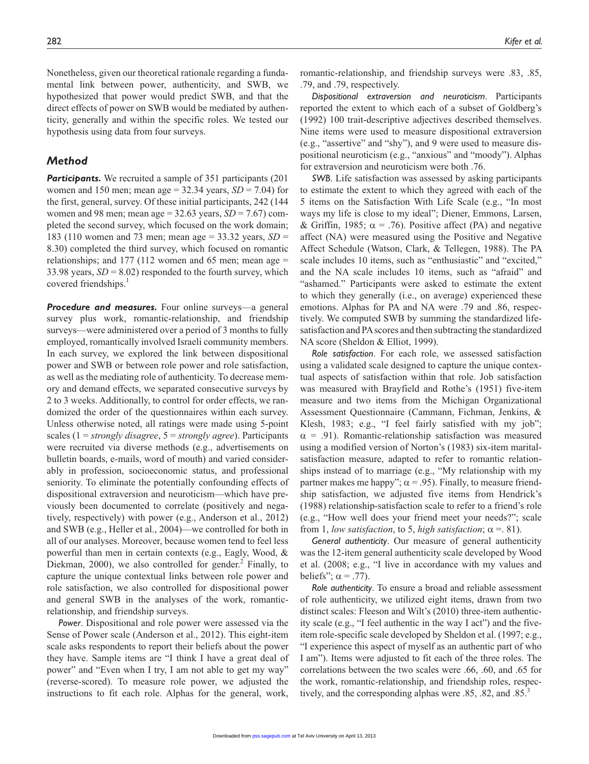Nonetheless, given our theoretical rationale regarding a fundamental link between power, authenticity, and SWB, we hypothesized that power would predict SWB, and that the direct effects of power on SWB would be mediated by authenticity, generally and within the specific roles. We tested our hypothesis using data from four surveys.

## Method

***Participants.*** We recruited a sample of 351 participants (201 women and 150 men; mean age = 32.34 years, *SD* = 7.04) for the first, general, survey. Of these initial participants, 242 (144 women and 98 men; mean age = 32.63 years, *SD* = 7.67) completed the second survey, which focused on the work domain; 183 (110 women and 73 men; mean age = 33.32 years, *SD* = 8.30) completed the third survey, which focused on romantic relationships; and 177 (112 women and 65 men; mean age = 33.98 years, *SD* = 8.02) responded to the fourth survey, which covered friendships.[1]

***Procedure and measures.*** Four online surveys—a general survey plus work, romantic-relationship, and friendship surveys—were administered over a period of 3 months to fully employed, romantically involved Israeli community members. In each survey, we explored the link between dispositional power and SWB or between role power and role satisfaction, as well as the mediating role of authenticity. To decrease memory and demand effects, we separated consecutive surveys by 2 to 3 weeks. Additionally, to control for order effects, we randomized the order of the questionnaires within each survey. Unless otherwise noted, all ratings were made using 5-point scales (1 = *strongly disagree*, 5 = *strongly agree*). Participants were recruited via diverse methods (e.g., advertisements on bulletin boards, e-mails, word of mouth) and varied considerably in profession, socioeconomic status, and professional seniority. To eliminate the potentially confounding effects of dispositional extraversion and neuroticism—which have previously been documented to correlate (positively and negatively, respectively) with power (e.g., Anderson et al., 2012) and SWB (e.g., Heller et al., 2004)—we controlled for both in all of our analyses. Moreover, because women tend to feel less powerful than men in certain contexts (e.g., Eagly, Wood, & Diekman, 2000), we also controlled for gender.[2] Finally, to capture the unique contextual links between role power and role satisfaction, we also controlled for dispositional power and general SWB in the analyses of the work, romantic-relationship, and friendship surveys.

*Power*. Dispositional and role power were assessed via the Sense of Power scale (Anderson et al., 2012). This eight-item scale asks respondents to report their beliefs about the power they have. Sample items are "I think I have a great deal of power" and "Even when I try, I am not able to get my way" (reverse-scored). To measure role power, we adjusted the instructions to fit each role. Alphas for the general, work, romantic-relationship, and friendship surveys were .83, .85, .79, and .79, respectively.

*Dispositional extraversion and neuroticism*. Participants reported the extent to which each of a subset of Goldberg's (1992) 100 trait-descriptive adjectives described themselves. Nine items were used to measure dispositional extraversion (e.g., "assertive" and "shy"), and 9 were used to measure dispositional neuroticism (e.g., "anxious" and "moody"). Alphas for extraversion and neuroticism were both .76.

*SWB*. Life satisfaction was assessed by asking participants to estimate the extent to which they agreed with each of the 5 items on the Satisfaction With Life Scale (e.g., "In most ways my life is close to my ideal"; Diener, Emmons, Larsen, & Griffin, 1985; $\alpha$ = .76). Positive affect (PA) and negative affect (NA) were measured using the Positive and Negative Affect Schedule (Watson, Clark, & Tellegen, 1988). The PA scale includes 10 items, such as "enthusiastic" and "excited," and the NA scale includes 10 items, such as "afraid" and "ashamed." Participants were asked to estimate the extent to which they generally (i.e., on average) experienced these emotions. Alphas for PA and NA were .79 and .86, respectively. We computed SWB by summing the standardized life-satisfaction and PA scores and then subtracting the standardized NA score (Sheldon & Elliot, 1999).

*Role satisfaction*. For each role, we assessed satisfaction using a validated scale designed to capture the unique contextual aspects of satisfaction within that role. Job satisfaction was measured with Brayfield and Rothe's (1951) five-item measure and two items from the Michigan Organizational Assessment Questionnaire (Cammann, Fichman, Jenkins, & Klesh, 1983; e.g., "I feel fairly satisfied with my job"; $\alpha$ = .91). Romantic-relationship satisfaction was measured using a modified version of Norton's (1983) six-item marital-satisfaction measure, adapted to refer to romantic relationships instead of to marriage (e.g., "My relationship with my partner makes me happy"; $\alpha$ = .95). Finally, to measure friendship satisfaction, we adjusted five items from Hendrick's (1988) relationship-satisfaction scale to refer to a friend's role (e.g., "How well does your friend meet your needs?"; scale from 1, *low satisfaction*, to 5, *high satisfaction*; $\alpha$ =. 81).

*General authenticity*. Our measure of general authenticity was the 12-item general authenticity scale developed by Wood et al. (2008; e.g., "I live in accordance with my values and beliefs"; $\alpha$ = .77).

*Role authenticity*. To ensure a broad and reliable assessment of role authenticity, we utilized eight items, drawn from two distinct scales: Fleeson and Wilt's (2010) three-item authenticity scale (e.g., "I feel authentic in the way I act") and the five-item role-specific scale developed by Sheldon et al. (1997; e.g., "I experience this aspect of myself as an authentic part of who I am"). Items were adjusted to fit each of the three roles. The correlations between the two scales were .66, .60, and .65 for the work, romantic-relationship, and friendship roles, respectively, and the corresponding alphas were .85, .82, and .85.[3]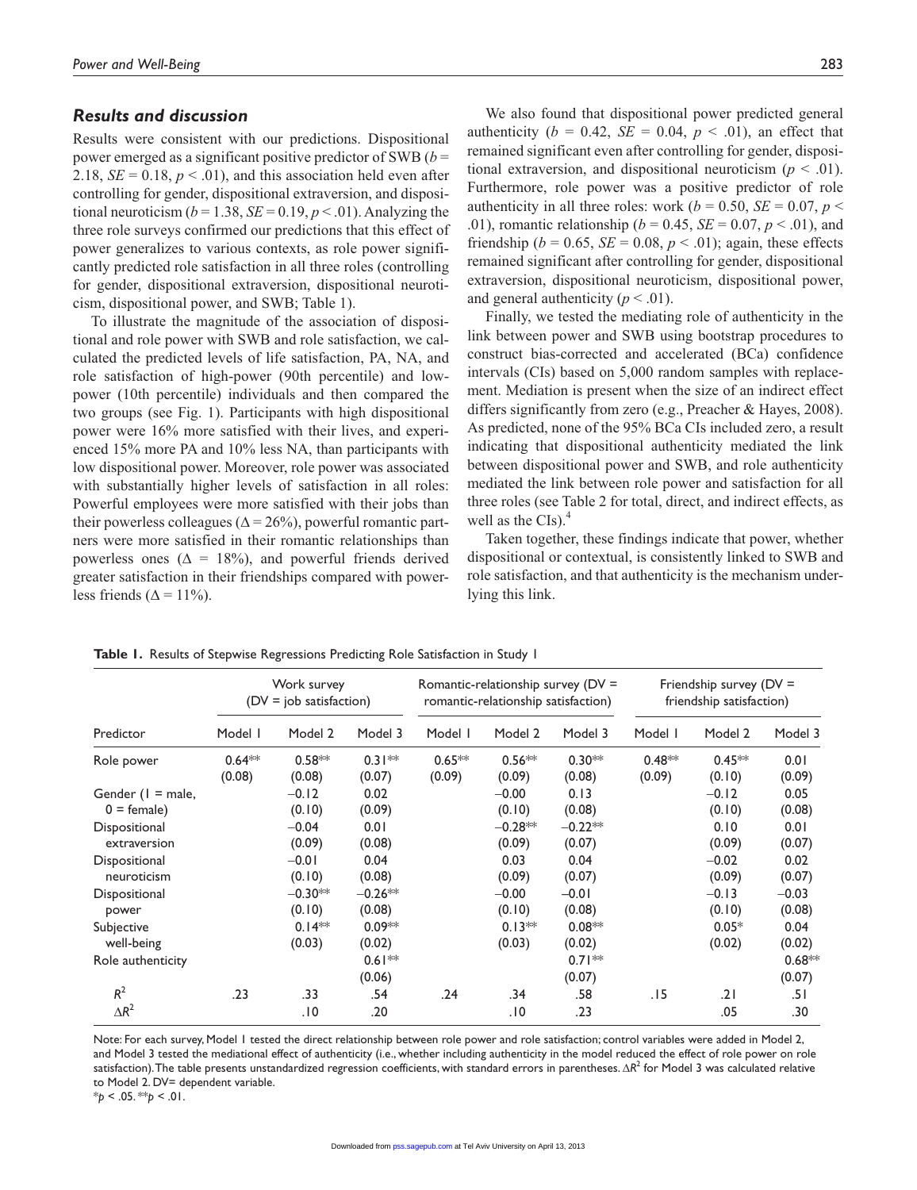### *Results and discussion*

Results were consistent with our predictions. Dispositional power emerged as a significant positive predictor of SWB ($b$ = 2.18, $SE$ = 0.18, $p$ < .01), and this association held even after controlling for gender, dispositional extraversion, and dispositional neuroticism ($b$ = 1.38, $SE$ = 0.19, $p$ < .01). Analyzing the three role surveys confirmed our predictions that this effect of power generalizes to various contexts, as role power significantly predicted role satisfaction in all three roles (controlling for gender, dispositional extraversion, dispositional neuroticism, dispositional power, and SWB; Table 1).

To illustrate the magnitude of the association of dispositional and role power with SWB and role satisfaction, we calculated the predicted levels of life satisfaction, PA, NA, and role satisfaction of high-power (90th percentile) and low-power (10th percentile) individuals and then compared the two groups (see Fig. 1). Participants with high dispositional power were 16% more satisfied with their lives, and experienced 15% more PA and 10% less NA, than participants with low dispositional power. Moreover, role power was associated with substantially higher levels of satisfaction in all roles: Powerful employees were more satisfied with their jobs than their powerless colleagues ($\Delta$ = 26%), powerful romantic partners were more satisfied in their romantic relationships than powerless ones ($\Delta$ = 18%), and powerful friends derived greater satisfaction in their friendships compared with powerless friends ($\Delta$ = 11%).

We also found that dispositional power predicted general authenticity ($b$ = 0.42, $SE$ = 0.04, $p$ < .01), an effect that remained significant even after controlling for gender, dispositional extraversion, and dispositional neuroticism ($p$ < .01). Furthermore, role power was a positive predictor of role authenticity in all three roles: work ($b$ = 0.50, $SE$ = 0.07, $p$ < .01), romantic relationship ($b$ = 0.45, $SE$ = 0.07, $p$ < .01), and friendship ($b$ = 0.65, $SE$ = 0.08, $p$ < .01); again, these effects remained significant after controlling for gender, dispositional extraversion, dispositional neuroticism, dispositional power, and general authenticity ($p$ < .01).

Finally, we tested the mediating role of authenticity in the link between power and SWB using bootstrap procedures to construct bias-corrected and accelerated (BCa) confidence intervals (CIs) based on 5,000 random samples with replacement. Mediation is present when the size of an indirect effect differs significantly from zero (e.g., Preacher & Hayes, 2008). As predicted, none of the 95% BCa CIs included zero, a result indicating that dispositional authenticity mediated the link between dispositional power and SWB, and role authenticity mediated the link between role power and satisfaction for all three roles (see Table 2 for total, direct, and indirect effects, as well as the CIs).[4]

Taken together, these findings indicate that power, whether dispositional or contextual, is consistently linked to SWB and role satisfaction, and that authenticity is the mechanism underlying this link.

**Table 1.** Results of Stepwise Regressions Predicting Role Satisfaction in Study 1

| | Work survey (DV = job satisfaction) | | | Romantic-relationship survey (DV = romantic-relationship satisfaction) | | | Friendship survey (DV = friendship satisfaction) | | |
|---|---|---|---|---|---|---|---|---|---|
| Predictor | Model 1 | Model 2 | Model 3 | Model 1 | Model 2 | Model 3 | Model 1 | Model 2 | Model 3 |
| Role power | 0.64** (0.08) | 0.58** (0.08) | 0.31** (0.07) | 0.65** (0.09) | 0.56** (0.09) | 0.30** (0.08) | 0.48** (0.09) | 0.45** (0.10) | 0.01 (0.09) |
| Gender (1 = male, 0 = female) | | −0.12 (0.10) | 0.02 (0.09) | | −0.00 (0.10) | 0.13 (0.08) | | −0.12 (0.10) | 0.05 (0.08) |
| Dispositional extraversion | | −0.04 (0.09) | 0.01 (0.08) | | −0.28** (0.09) | −0.22** (0.07) | | 0.10 (0.09) | 0.01 (0.07) |
| Dispositional neuroticism | | −0.01 (0.10) | 0.04 (0.08) | | 0.03 (0.09) | 0.04 (0.07) | | −0.02 (0.09) | 0.02 (0.07) |
| Dispositional power | | −0.30** (0.10) | −0.26** (0.08) | | −0.00 (0.10) | −0.01 (0.08) | | −0.13 (0.10) | −0.03 (0.08) |
| Subjective well-being | | 0.14** (0.03) | 0.09** (0.02) | | 0.13** (0.03) | 0.08** (0.02) | | 0.05* (0.02) | 0.04 (0.02) |
| Role authenticity | | | 0.61** (0.06) | | | 0.71** (0.07) | | | 0.68** (0.07) |
| $R^2$ | .23 | .33 | .54 | .24 | .34 | .58 | .15 | .21 | .51 |
| $\Delta R^2$ | | .10 | .20 | | .10 | .23 | | .05 | .30 |

Note: For each survey, Model 1 tested the direct relationship between role power and role satisfaction; control variables were added in Model 2, and Model 3 tested the mediational effect of authenticity (i.e., whether including authenticity in the model reduced the effect of role power on role satisfaction). The table presents unstandardized regression coefficients, with standard errors in parentheses. $\Delta R^2$ for Model 3 was calculated relative to Model 2. DV= dependent variable.
*$p$ < .05. **$p$ < .01.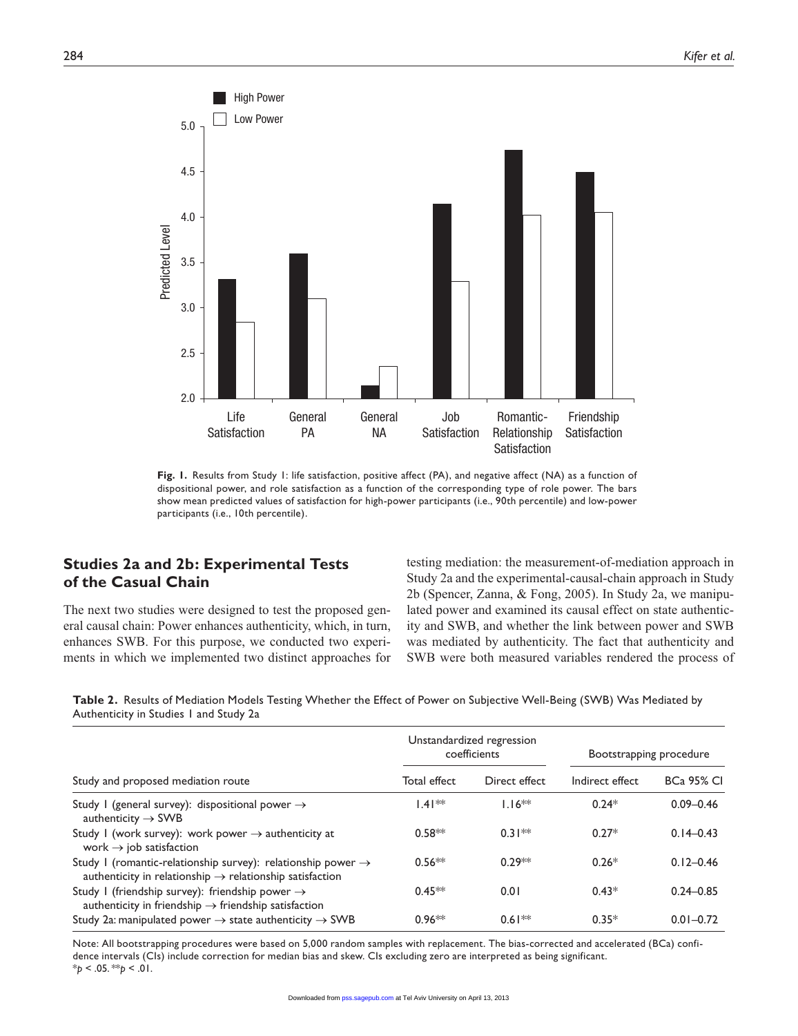**Fig. 1.** Results from Study 1: life satisfaction, positive affect (PA), and negative affect (NA) as a function of dispositional power, and role satisfaction as a function of the corresponding type of role power. The bars show mean predicted values of satisfaction for high-power participants (i.e., 90th percentile) and low-power participants (i.e., 10th percentile).

## Studies 2a and 2b: Experimental Tests of the Casual Chain

The next two studies were designed to test the proposed general causal chain: Power enhances authenticity, which, in turn, enhances SWB. For this purpose, we conducted two experiments in which we implemented two distinct approaches for testing mediation: the measurement-of-mediation approach in Study 2a and the experimental-causal-chain approach in Study 2b (Spencer, Zanna, & Fong, 2005). In Study 2a, we manipulated power and examined its causal effect on state authenticity and SWB, and whether the link between power and SWB was mediated by authenticity. The fact that authenticity and SWB were both measured variables rendered the process of

**Table 2.** Results of Mediation Models Testing Whether the Effect of Power on Subjective Well-Being (SWB) Was Mediated by Authenticity in Studies 1 and Study 2a

| | Unstandardized regression coefficients | | Bootstrapping procedure | |
|---|---|---|---|---|
| Study and proposed mediation route | Total effect | Direct effect | Indirect effect | BCa 95% CI |
| Study 1 (general survey): dispositional power → authenticity → SWB | 1.41** | 1.16** | 0.24* | 0.09–0.46 |
| Study 1 (work survey): work power → authenticity at work → job satisfaction | 0.58** | 0.31** | 0.27* | 0.14–0.43 |
| Study 1 (romantic-relationship survey): relationship power → authenticity in relationship → relationship satisfaction | 0.56** | 0.29** | 0.26* | 0.12–0.46 |
| Study 1 (friendship survey): friendship power → authenticity in friendship → friendship satisfaction | 0.45** | 0.01 | 0.43* | 0.24–0.85 |
| Study 2a: manipulated power → state authenticity → SWB | 0.96** | 0.61** | 0.35* | 0.01–0.72 |

Note: All bootstrapping procedures were based on 5,000 random samples with replacement. The bias-corrected and accelerated (BCa) confidence intervals (CIs) include correction for median bias and skew. CIs excluding zero are interpreted as being significant.
*$p < .05$. **$p < .01$.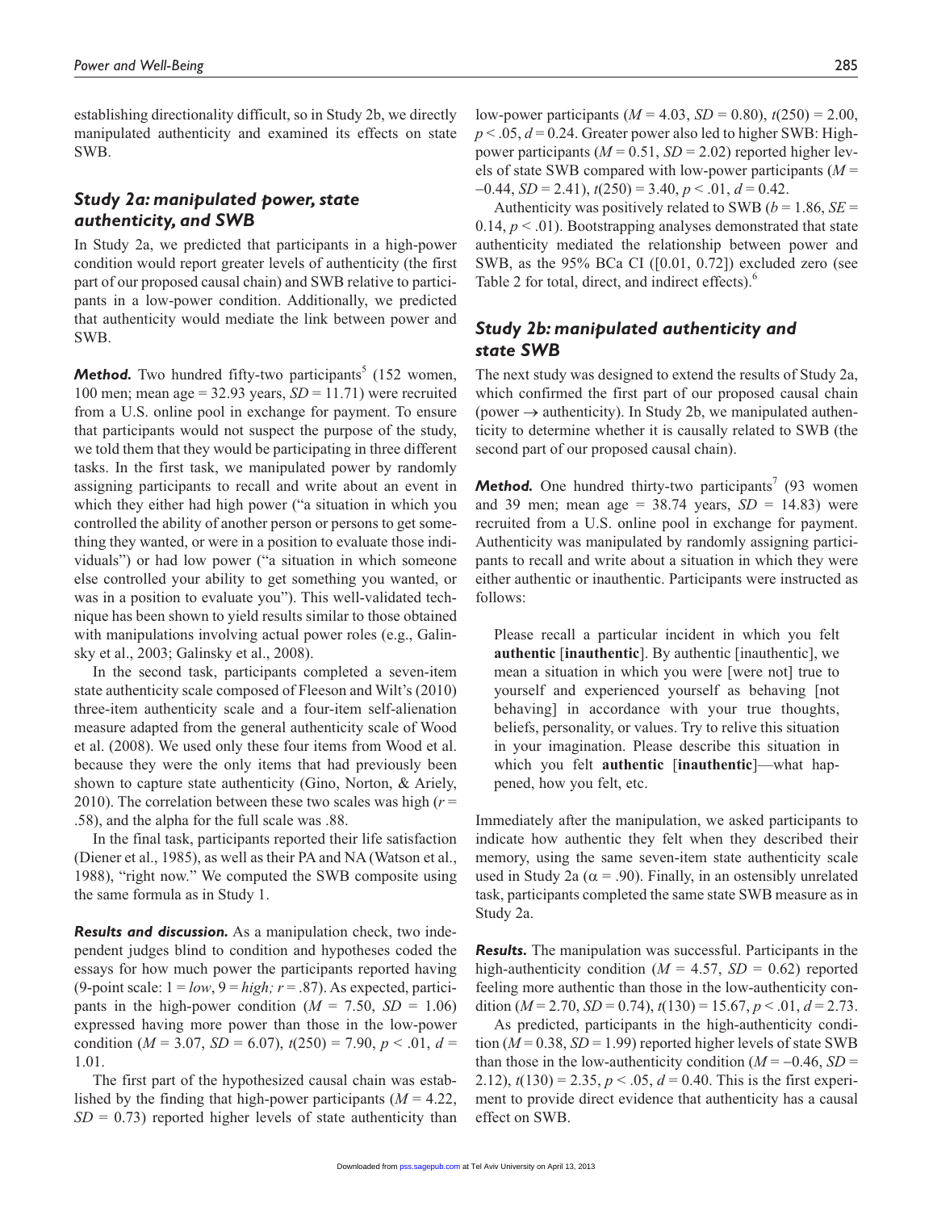establishing directionality difficult, so in Study 2b, we directly manipulated authenticity and examined its effects on state SWB.

### Study 2a: manipulated power, state authenticity, and SWB

In Study 2a, we predicted that participants in a high-power condition would report greater levels of authenticity (the first part of our proposed causal chain) and SWB relative to participants in a low-power condition. Additionally, we predicted that authenticity would mediate the link between power and SWB.

***Method.*** Two hundred fifty-two participants[5] (152 women, 100 men; mean age = 32.93 years, *SD* = 11.71) were recruited from a U.S. online pool in exchange for payment. To ensure that participants would not suspect the purpose of the study, we told them that they would be participating in three different tasks. In the first task, we manipulated power by randomly assigning participants to recall and write about an event in which they either had high power ("a situation in which you controlled the ability of another person or persons to get something they wanted, or were in a position to evaluate those individuals") or had low power ("a situation in which someone else controlled your ability to get something you wanted, or was in a position to evaluate you"). This well-validated technique has been shown to yield results similar to those obtained with manipulations involving actual power roles (e.g., Galinsky et al., 2003; Galinsky et al., 2008).

In the second task, participants completed a seven-item state authenticity scale composed of Fleeson and Wilt's (2010) three-item authenticity scale and a four-item self-alienation measure adapted from the general authenticity scale of Wood et al. (2008). We used only these four items from Wood et al. because they were the only items that had previously been shown to capture state authenticity (Gino, Norton, & Ariely, 2010). The correlation between these two scales was high ($r$ = .58), and the alpha for the full scale was .88.

In the final task, participants reported their life satisfaction (Diener et al., 1985), as well as their PA and NA (Watson et al., 1988), "right now." We computed the SWB composite using the same formula as in Study 1.

***Results and discussion.*** As a manipulation check, two independent judges blind to condition and hypotheses coded the essays for how much power the participants reported having (9-point scale: 1 = *low*, 9 = *high;* $r$ = .87). As expected, participants in the high-power condition ($M$ = 7.50, $SD$ = 1.06) expressed having more power than those in the low-power condition ($M$ = 3.07, $SD$ = 6.07), $t(250)$ = 7.90, $p$ < .01, $d$ = 1.01.

The first part of the hypothesized causal chain was established by the finding that high-power participants ($M$ = 4.22, $SD$ = 0.73) reported higher levels of state authenticity than low-power participants ($M$ = 4.03, $SD$ = 0.80), $t(250)$ = 2.00, $p$ < .05, $d$ = 0.24. Greater power also led to higher SWB: High-power participants ($M$ = 0.51, $SD$ = 2.02) reported higher levels of state SWB compared with low-power participants ($M$ = –0.44, $SD$ = 2.41), $t(250)$ = 3.40, $p$ < .01, $d$ = 0.42.

Authenticity was positively related to SWB ($b$ = 1.86, $SE$ = 0.14, $p$ < .01). Bootstrapping analyses demonstrated that state authenticity mediated the relationship between power and SWB, as the 95% BCa CI ([0.01, 0.72]) excluded zero (see Table 2 for total, direct, and indirect effects).[6]

### Study 2b: manipulated authenticity and state SWB

The next study was designed to extend the results of Study 2a, which confirmed the first part of our proposed causal chain (power → authenticity). In Study 2b, we manipulated authenticity to determine whether it is causally related to SWB (the second part of our proposed causal chain).

***Method.*** One hundred thirty-two participants[7] (93 women and 39 men; mean age = 38.74 years, *SD* = 14.83) were recruited from a U.S. online pool in exchange for payment. Authenticity was manipulated by randomly assigning participants to recall and write about a situation in which they were either authentic or inauthentic. Participants were instructed as follows:

> Please recall a particular incident in which you felt **authentic** [**inauthentic**]. By authentic [inauthentic], we mean a situation in which you were [were not] true to yourself and experienced yourself as behaving [not behaving] in accordance with your true thoughts, beliefs, personality, or values. Try to relive this situation in your imagination. Please describe this situation in which you felt **authentic** [**inauthentic**]—what happened, how you felt, etc.

Immediately after the manipulation, we asked participants to indicate how authentic they felt when they described their memory, using the same seven-item state authenticity scale used in Study 2a ($\alpha$ = .90). Finally, in an ostensibly unrelated task, participants completed the same state SWB measure as in Study 2a.

***Results.*** The manipulation was successful. Participants in the high-authenticity condition ($M$ = 4.57, $SD$ = 0.62) reported feeling more authentic than those in the low-authenticity condition ($M$ = 2.70, $SD$ = 0.74), $t(130)$ = 15.67, $p$ < .01, $d$ = 2.73.

As predicted, participants in the high-authenticity condition ($M$ = 0.38, $SD$ = 1.99) reported higher levels of state SWB than those in the low-authenticity condition ($M$ = –0.46, $SD$ = 2.12), $t(130)$ = 2.35, $p$ < .05, $d$ = 0.40. This is the first experiment to provide direct evidence that authenticity has a causal effect on SWB.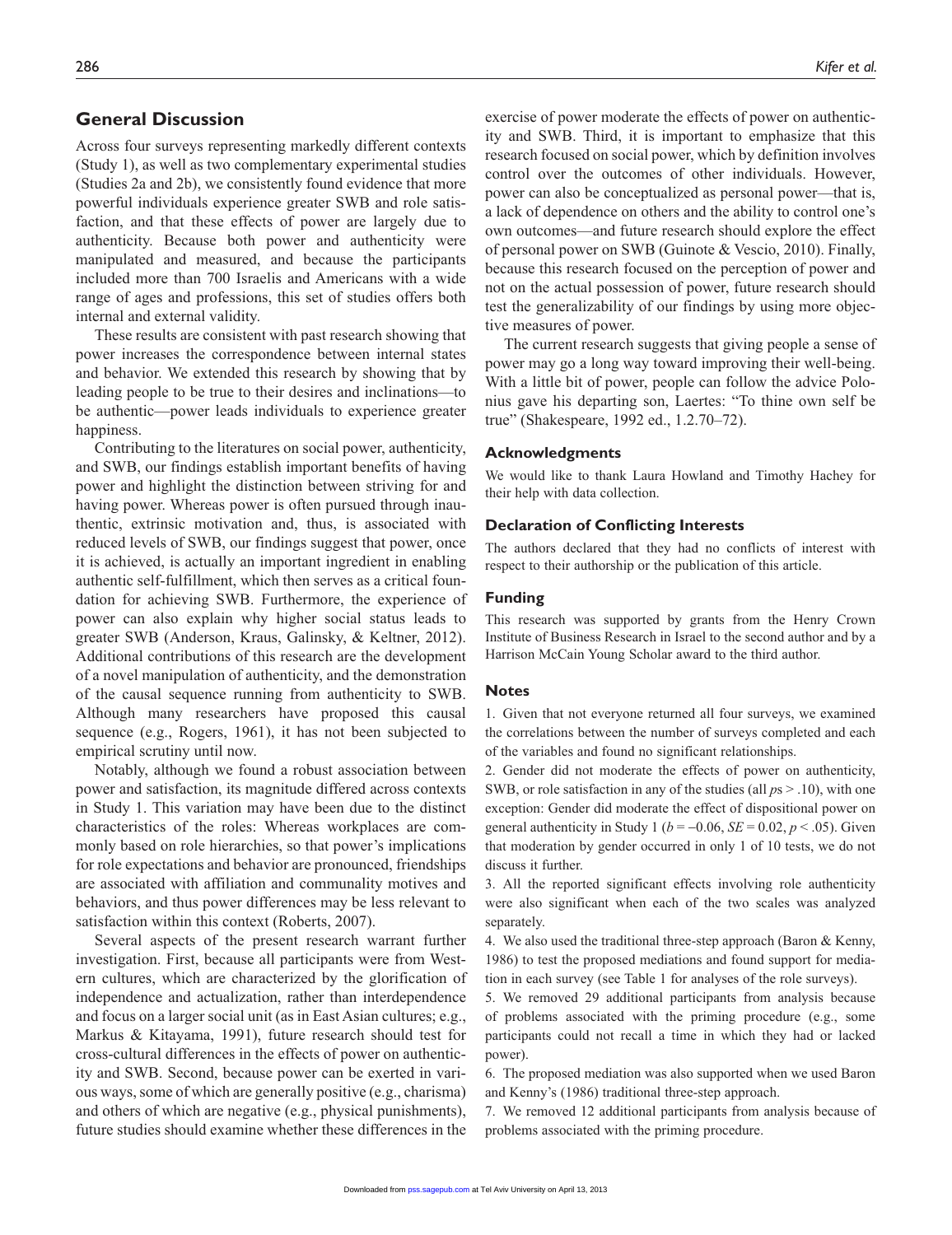## General Discussion

Across four surveys representing markedly different contexts (Study 1), as well as two complementary experimental studies (Studies 2a and 2b), we consistently found evidence that more powerful individuals experience greater SWB and role satisfaction, and that these effects of power are largely due to authenticity. Because both power and authenticity were manipulated and measured, and because the participants included more than 700 Israelis and Americans with a wide range of ages and professions, this set of studies offers both internal and external validity.

These results are consistent with past research showing that power increases the correspondence between internal states and behavior. We extended this research by showing that by leading people to be true to their desires and inclinations—to be authentic—power leads individuals to experience greater happiness.

Contributing to the literatures on social power, authenticity, and SWB, our findings establish important benefits of having power and highlight the distinction between striving for and having power. Whereas power is often pursued through inauthentic, extrinsic motivation and, thus, is associated with reduced levels of SWB, our findings suggest that power, once it is achieved, is actually an important ingredient in enabling authentic self-fulfillment, which then serves as a critical foundation for achieving SWB. Furthermore, the experience of power can also explain why higher social status leads to greater SWB (Anderson, Kraus, Galinsky, & Keltner, 2012). Additional contributions of this research are the development of a novel manipulation of authenticity, and the demonstration of the causal sequence running from authenticity to SWB. Although many researchers have proposed this causal sequence (e.g., Rogers, 1961), it has not been subjected to empirical scrutiny until now.

Notably, although we found a robust association between power and satisfaction, its magnitude differed across contexts in Study 1. This variation may have been due to the distinct characteristics of the roles: Whereas workplaces are commonly based on role hierarchies, so that power's implications for role expectations and behavior are pronounced, friendships are associated with affiliation and communality motives and behaviors, and thus power differences may be less relevant to satisfaction within this context (Roberts, 2007).

Several aspects of the present research warrant further investigation. First, because all participants were from Western cultures, which are characterized by the glorification of independence and actualization, rather than interdependence and focus on a larger social unit (as in East Asian cultures; e.g., Markus & Kitayama, 1991), future research should test for cross-cultural differences in the effects of power on authenticity and SWB. Second, because power can be exerted in various ways, some of which are generally positive (e.g., charisma) and others of which are negative (e.g., physical punishments), future studies should examine whether these differences in the exercise of power moderate the effects of power on authenticity and SWB. Third, it is important to emphasize that this research focused on social power, which by definition involves control over the outcomes of other individuals. However, power can also be conceptualized as personal power—that is, a lack of dependence on others and the ability to control one's own outcomes—and future research should explore the effect of personal power on SWB (Guinote & Vescio, 2010). Finally, because this research focused on the perception of power and not on the actual possession of power, future research should test the generalizability of our findings by using more objective measures of power.

The current research suggests that giving people a sense of power may go a long way toward improving their well-being. With a little bit of power, people can follow the advice Polonius gave his departing son, Laertes: "To thine own self be true" (Shakespeare, 1992 ed., 1.2.70–72).

### Acknowledgments

We would like to thank Laura Howland and Timothy Hachey for their help with data collection.

### Declaration of Conflicting Interests

The authors declared that they had no conflicts of interest with respect to their authorship or the publication of this article.

### Funding

This research was supported by grants from the Henry Crown Institute of Business Research in Israel to the second author and by a Harrison McCain Young Scholar award to the third author.

### Notes

1. Given that not everyone returned all four surveys, we examined the correlations between the number of surveys completed and each of the variables and found no significant relationships.
2. Gender did not moderate the effects of power on authenticity, SWB, or role satisfaction in any of the studies (all *p*s > .10), with one exception: Gender did moderate the effect of dispositional power on general authenticity in Study 1 ($b = -0.06$, $SE = 0.02$, $p < .05$). Given that moderation by gender occurred in only 1 of 10 tests, we do not discuss it further.
3. All the reported significant effects involving role authenticity were also significant when each of the two scales was analyzed separately.
4. We also used the traditional three-step approach (Baron & Kenny, 1986) to test the proposed mediations and found support for mediation in each survey (see Table 1 for analyses of the role surveys).
5. We removed 29 additional participants from analysis because of problems associated with the priming procedure (e.g., some participants could not recall a time in which they had or lacked power).
6. The proposed mediation was also supported when we used Baron and Kenny's (1986) traditional three-step approach.
7. We removed 12 additional participants from analysis because of problems associated with the priming procedure.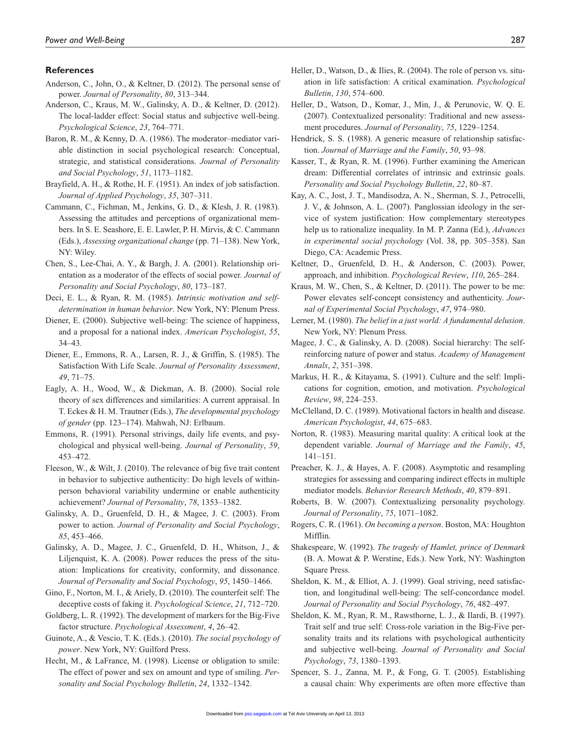## References

Anderson, C., John, O., & Keltner, D. (2012). The personal sense of power. *Journal of Personality*, *80*, 313–344.

Anderson, C., Kraus, M. W., Galinsky, A. D., & Keltner, D. (2012). The local-ladder effect: Social status and subjective well-being. *Psychological Science*, *23*, 764–771.

Baron, R. M., & Kenny, D. A. (1986). The moderator–mediator variable distinction in social psychological research: Conceptual, strategic, and statistical considerations. *Journal of Personality and Social Psychology*, *51*, 1173–1182.

Brayfield, A. H., & Rothe, H. F. (1951). An index of job satisfaction. *Journal of Applied Psychology*, *35*, 307–311.

Cammann, C., Fichman, M., Jenkins, G. D., & Klesh, J. R. (1983). Assessing the attitudes and perceptions of organizational members. In S. E. Seashore, E. E. Lawler, P. H. Mirvis, & C. Cammann (Eds.), *Assessing organizational change* (pp. 71–138). New York, NY: Wiley.

Chen, S., Lee-Chai, A. Y., & Bargh, J. A. (2001). Relationship orientation as a moderator of the effects of social power. *Journal of Personality and Social Psychology*, *80*, 173–187.

Deci, E. L., & Ryan, R. M. (1985). *Intrinsic motivation and self-determination in human behavior*. New York, NY: Plenum Press.

Diener, E. (2000). Subjective well-being: The science of happiness, and a proposal for a national index. *American Psychologist*, *55*, 34–43.

Diener, E., Emmons, R. A., Larsen, R. J., & Griffin, S. (1985). The Satisfaction With Life Scale. *Journal of Personality Assessment*, *49*, 71–75.

Eagly, A. H., Wood, W., & Diekman, A. B. (2000). Social role theory of sex differences and similarities: A current appraisal. In T. Eckes & H. M. Trautner (Eds.), *The developmental psychology of gender* (pp. 123–174). Mahwah, NJ: Erlbaum.

Emmons, R. (1991). Personal strivings, daily life events, and psychological and physical well-being. *Journal of Personality*, *59*, 453–472.

Fleeson, W., & Wilt, J. (2010). The relevance of big five trait content in behavior to subjective authenticity: Do high levels of within-person behavioral variability undermine or enable authenticity achievement? *Journal of Personality*, *78*, 1353–1382.

Galinsky, A. D., Gruenfeld, D. H., & Magee, J. C. (2003). From power to action. *Journal of Personality and Social Psychology*, *85*, 453–466.

Galinsky, A. D., Magee, J. C., Gruenfeld, D. H., Whitson, J., & Liljenquist, K. A. (2008). Power reduces the press of the situation: Implications for creativity, conformity, and dissonance. *Journal of Personality and Social Psychology*, *95*, 1450–1466.

Gino, F., Norton, M. I., & Ariely, D. (2010). The counterfeit self: The deceptive costs of faking it. *Psychological Science*, *21*, 712–720.

Goldberg, L. R. (1992). The development of markers for the Big-Five factor structure. *Psychological Assessment*, *4*, 26–42.

Guinote, A., & Vescio, T. K. (Eds.). (2010). *The social psychology of power*. New York, NY: Guilford Press.

Hecht, M., & LaFrance, M. (1998). License or obligation to smile: The effect of power and sex on amount and type of smiling. *Personality and Social Psychology Bulletin*, *24*, 1332–1342.

Heller, D., Watson, D., & Ilies, R. (2004). The role of person vs. situation in life satisfaction: A critical examination. *Psychological Bulletin*, *130*, 574–600.

Heller, D., Watson, D., Komar, J., Min, J., & Perunovic, W. Q. E. (2007). Contextualized personality: Traditional and new assessment procedures. *Journal of Personality*, *75*, 1229–1254.

Hendrick, S. S. (1988). A generic measure of relationship satisfaction. *Journal of Marriage and the Family*, *50*, 93–98.

Kasser, T., & Ryan, R. M. (1996). Further examining the American dream: Differential correlates of intrinsic and extrinsic goals. *Personality and Social Psychology Bulletin*, *22*, 80–87.

Kay, A. C., Jost, J. T., Mandisodza, A. N., Sherman, S. J., Petrocelli, J. V., & Johnson, A. L. (2007). Panglossian ideology in the service of system justification: How complementary stereotypes help us to rationalize inequality. In M. P. Zanna (Ed.), *Advances in experimental social psychology* (Vol. 38, pp. 305–358). San Diego, CA: Academic Press.

Keltner, D., Gruenfeld, D. H., & Anderson, C. (2003). Power, approach, and inhibition. *Psychological Review*, *110*, 265–284.

Kraus, M. W., Chen, S., & Keltner, D. (2011). The power to be me: Power elevates self-concept consistency and authenticity. *Journal of Experimental Social Psychology*, *47*, 974–980.

Lerner, M. (1980). *The belief in a just world: A fundamental delusion*. New York, NY: Plenum Press.

Magee, J. C., & Galinsky, A. D. (2008). Social hierarchy: The self-reinforcing nature of power and status. *Academy of Management Annals*, *2*, 351–398.

Markus, H. R., & Kitayama, S. (1991). Culture and the self: Implications for cognition, emotion, and motivation. *Psychological Review*, *98*, 224–253.

McClelland, D. C. (1989). Motivational factors in health and disease. *American Psychologist*, *44*, 675–683.

Norton, R. (1983). Measuring marital quality: A critical look at the dependent variable. *Journal of Marriage and the Family*, *45*, 141–151.

Preacher, K. J., & Hayes, A. F. (2008). Asymptotic and resampling strategies for assessing and comparing indirect effects in multiple mediator models. *Behavior Research Methods*, *40*, 879–891.

Roberts, B. W. (2007). Contextualizing personality psychology. *Journal of Personality*, *75*, 1071–1082.

Rogers, C. R. (1961). *On becoming a person*. Boston, MA: Houghton Mifflin.

Shakespeare, W. (1992). *The tragedy of Hamlet, prince of Denmark* (B. A. Mowat & P. Werstine, Eds.). New York, NY: Washington Square Press.

Sheldon, K. M., & Elliot, A. J. (1999). Goal striving, need satisfaction, and longitudinal well-being: The self-concordance model. *Journal of Personality and Social Psychology*, *76*, 482–497.

Sheldon, K. M., Ryan, R. M., Rawsthorne, L. J., & Ilardi, B. (1997). Trait self and true self: Cross-role variation in the Big-Five personality traits and its relations with psychological authenticity and subjective well-being. *Journal of Personality and Social Psychology*, *73*, 1380–1393.

Spencer, S. J., Zanna, M. P., & Fong, G. T. (2005). Establishing a causal chain: Why experiments are often more effective than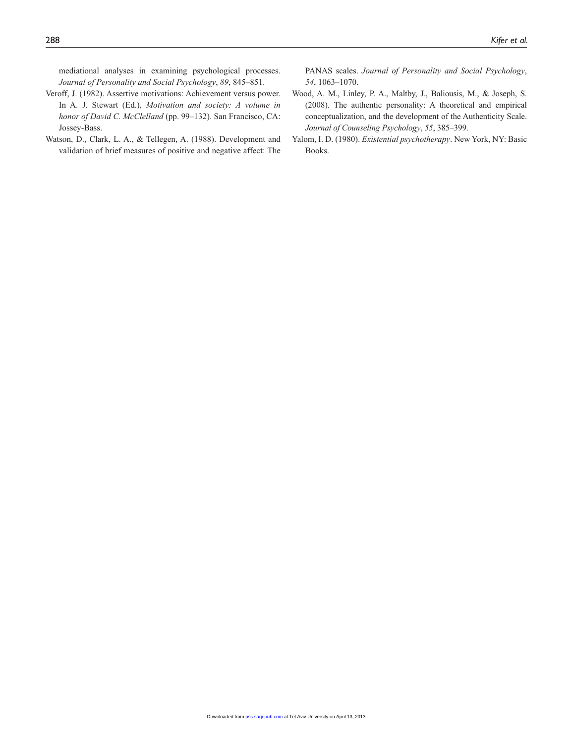mediational analyses in examining psychological processes. *Journal of Personality and Social Psychology*, *89*, 845–851.

Veroff, J. (1982). Assertive motivations: Achievement versus power. In A. J. Stewart (Ed.), *Motivation and society: A volume in honor of David C. McClelland* (pp. 99–132). San Francisco, CA: Jossey-Bass.

Watson, D., Clark, L. A., & Tellegen, A. (1988). Development and validation of brief measures of positive and negative affect: The PANAS scales. *Journal of Personality and Social Psychology*, *54*, 1063–1070.

Wood, A. M., Linley, P. A., Maltby, J., Baliousis, M., & Joseph, S. (2008). The authentic personality: A theoretical and empirical conceptualization, and the development of the Authenticity Scale. *Journal of Counseling Psychology*, *55*, 385–399.

Yalom, I. D. (1980). *Existential psychotherapy*. New York, NY: Basic Books.